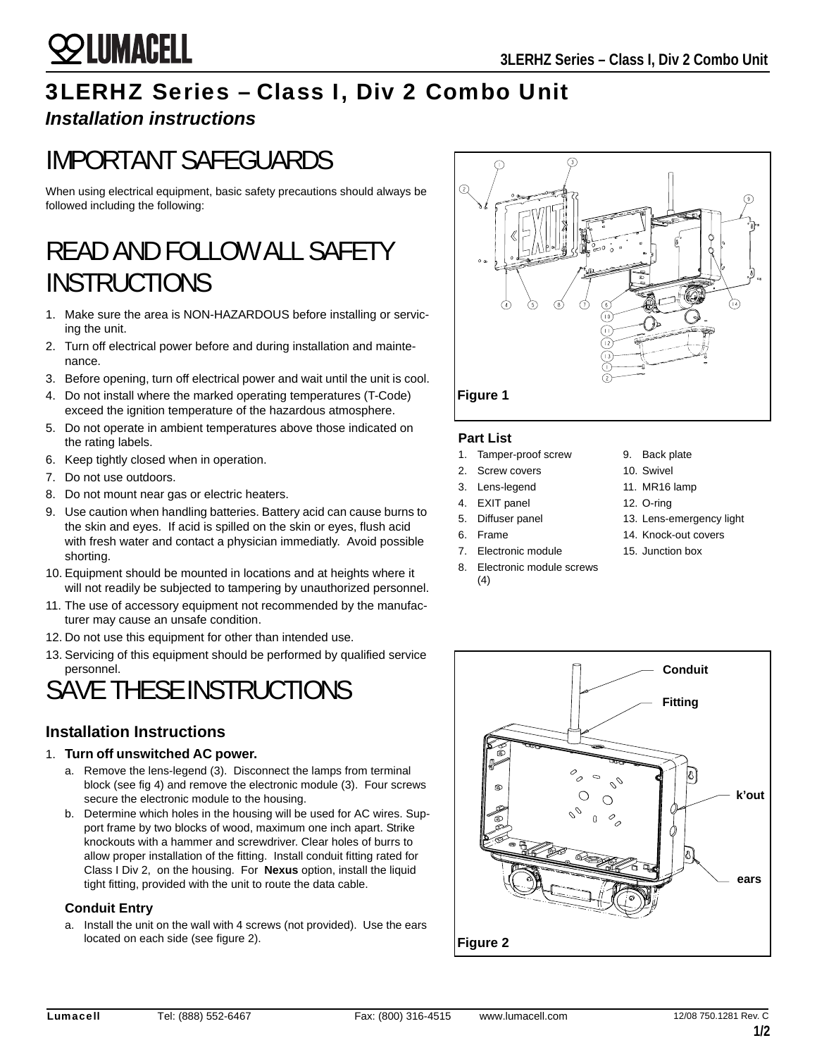# 3LERHZ Series – Class I, Div 2 Combo Unit

*Installation instructions*

# IMPORTANT SAFEGUARDS

When using electrical equipment, basic safety precautions should always be followed including the following:

# READ AND FOLLOW ALL SAFETY INSTRUCTIONS

1. Make sure the area is NON-HAZARDOUS before installing or servicing the unit.
2. Turn off electrical power before and during installation and maintenance.
3. Before opening, turn off electrical power and wait until the unit is cool.
4. Do not install where the marked operating temperatures (T-Code) exceed the ignition temperature of the hazardous atmosphere.
5. Do not operate in ambient temperatures above those indicated on the rating labels.
6. Keep tightly closed when in operation.
7. Do not use outdoors.
8. Do not mount near gas or electric heaters.
9. Use caution when handling batteries. Battery acid can cause burns to the skin and eyes. If acid is spilled on the skin or eyes, flush acid with fresh water and contact a physician immediatly. Avoid possible shorting.
10. Equipment should be mounted in locations and at heights where it will not readily be subjected to tampering by unauthorized personnel.
11. The use of accessory equipment not recommended by the manufacturer may cause an unsafe condition.
12. Do not use this equipment for other than intended use.
13. Servicing of this equipment should be performed by qualified service personnel.

# SAVE THESE INSTRUCTIONS

## Installation Instructions

1. **Turn off unswitched AC power.**
   a. Remove the lens-legend (3). Disconnect the lamps from terminal block (see fig 4) and remove the electronic module (3). Four screws secure the electronic module to the housing.
   b. Determine which holes in the housing will be used for AC wires. Support frame by two blocks of wood, maximum one inch apart. Strike knockouts with a hammer and screwdriver. Clear holes of burrs to allow proper installation of the fitting. Install conduit fitting rated for Class I Div 2, on the housing. For **Nexus** option, install the liquid tight fitting, provided with the unit to route the data cable.

### Conduit Entry

a. Install the unit on the wall with 4 screws (not provided). Use the ears located on each side (see figure 2).

**Figure 1**

**Part List**

1. Tamper-proof screw
2. Screw covers
3. Lens-legend
4. EXIT panel
5. Diffuser panel
6. Frame
7. Electronic module
8. Electronic module screws (4)
9. Back plate
10. Swivel
11. MR16 lamp
12. O-ring
13. Lens-emergency light
14. Knock-out covers
15. Junction box

Conduit

Fitting

k'out

ears

**Figure 2**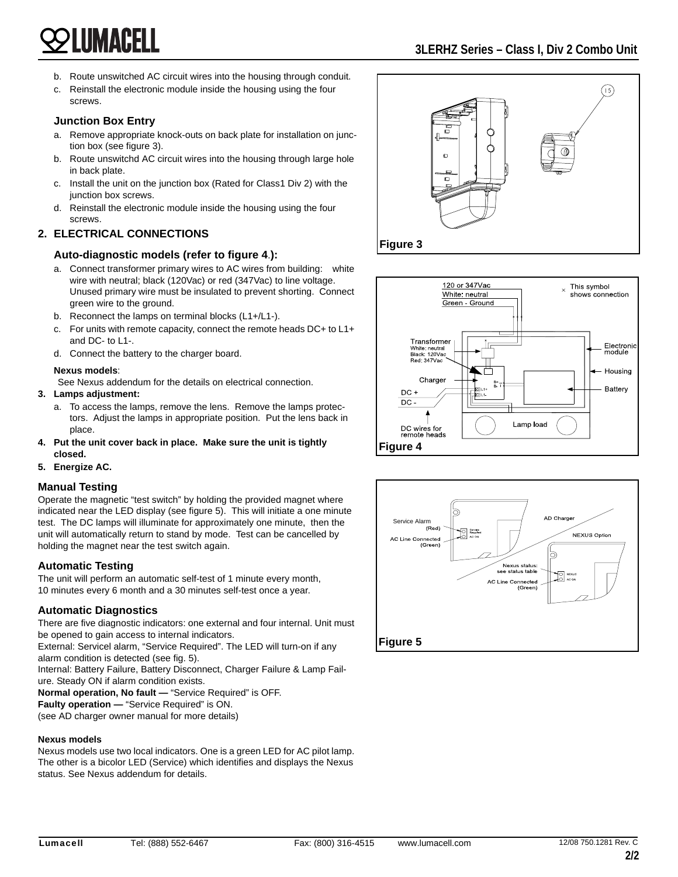b. Route unswitched AC circuit wires into the housing through conduit.
c. Reinstall the electronic module inside the housing using the four screws.

### Junction Box Entry

a. Remove appropriate knock-outs on back plate for installation on junction box (see figure 3).
b. Route unswitchd AC circuit wires into the housing through large hole in back plate.
c. Install the unit on the junction box (Rated for Class1 Div 2) with the junction box screws.
d. Reinstall the electronic module inside the housing using the four screws.

## 2. ELECTRICAL CONNECTIONS

### Auto-diagnostic models (refer to figure 4.):

a. Connect transformer primary wires to AC wires from building: white wire with neutral; black (120Vac) or red (347Vac) to line voltage. Unused primary wire must be insulated to prevent shorting. Connect green wire to the ground.
b. Reconnect the lamps on terminal blocks (L1+/L1-).
c. For units with remote capacity, connect the remote heads DC+ to L1+ and DC- to L1-.
d. Connect the battery to the charger board.

**Nexus models**:
See Nexus addendum for the details on electrical connection.

**3. Lamps adjustment:**

a. To access the lamps, remove the lens. Remove the lamps protectors. Adjust the lamps in appropriate position. Put the lens back in place.

**4. Put the unit cover back in place. Make sure the unit is tightly closed.**

**5. Energize AC.**

### Manual Testing

Operate the magnetic "test switch" by holding the provided magnet where indicated near the LED display (see figure 5). This will initiate a one minute test. The DC lamps will illuminate for approximately one minute, then the unit will automatically return to stand by mode. Test can be cancelled by holding the magnet near the test switch again.

### Automatic Testing

The unit will perform an automatic self-test of 1 minute every month, 10 minutes every 6 month and a 30 minutes self-test once a year.

### Automatic Diagnostics

There are five diagnostic indicators: one external and four internal. Unit must be opened to gain access to internal indicators.
External: Servicel alarm, "Service Required". The LED will turn-on if any alarm condition is detected (see fig. 5).
Internal: Battery Failure, Battery Disconnect, Charger Failure & Lamp Failure. Steady ON if alarm condition exists.
**Normal operation, No fault —** "Service Required" is OFF.
**Faulty operation —** "Service Required" is ON.
(see AD charger owner manual for more details)

**Nexus models**

Nexus models use two local indicators. One is a green LED for AC pilot lamp. The other is a bicolor LED (Service) which identifies and displays the Nexus status. See Nexus addendum for details.

15

Figure 3

120 or 347Vac
White: neutral
Green - Ground
× This symbol shows connection
Transformer
White: neutral
Black: 120Vac
Red: 347Vac
Electronic module
Housing
Charger
B+
B-
Battery
DC +
L1+
DC -
L1-
DC wires for remote heads
Lamp load

Figure 4

Service Alarm (Red)
Service Required
AC ON
AC Line Connected (Green)
AD Charger
NEXUS Option
Nexus status: see status table
NEXUS
AC ON
AC Line Connected (Green)

Figure 5